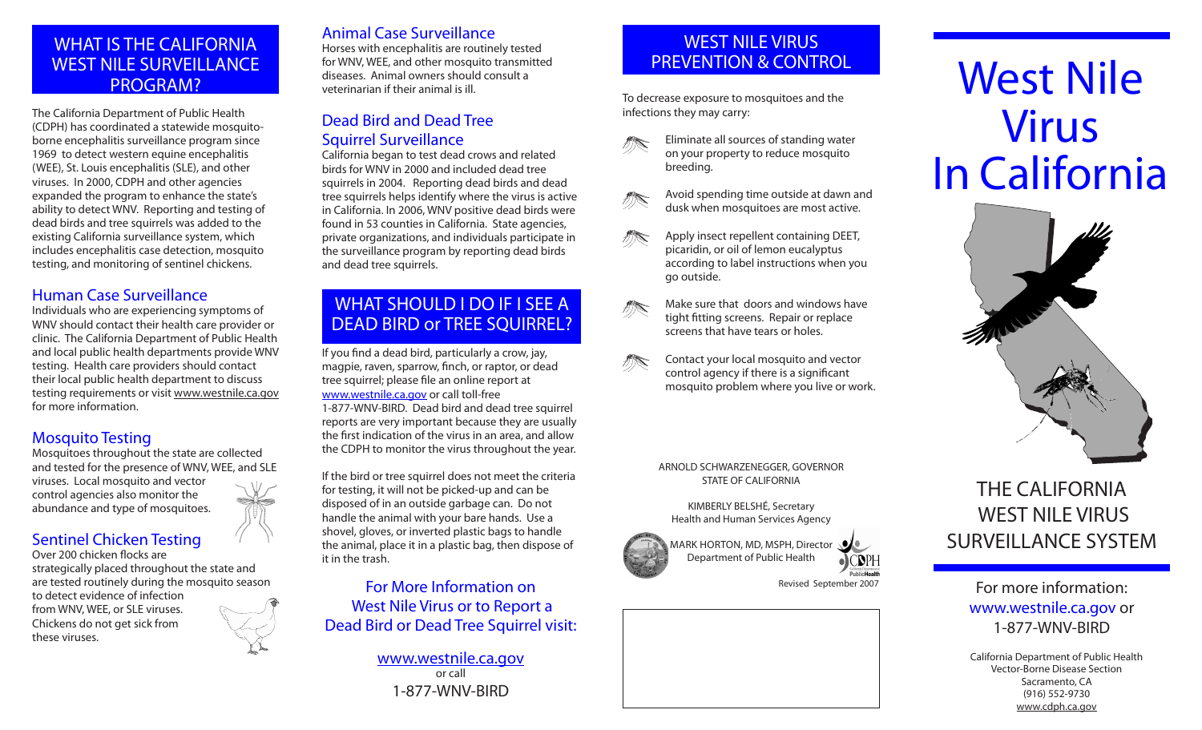## WHAT IS THE CALIFORNIA WEST NILE SURVEILLANCE PROGRAM?

The California Department of Public Health (CDPH) has coordinated a statewide mosquito-borne encephalitis surveillance program since 1969 to detect western equine encephalitis (WEE), St. Louis encephalitis (SLE), and other viruses. In 2000, CDPH and other agencies expanded the program to enhance the state's ability to detect WNV. Reporting and testing of dead birds and tree squirrels was added to the existing California surveillance system, which includes encephalitis case detection, mosquito testing, and monitoring of sentinel chickens.

### Human Case Surveillance

Individuals who are experiencing symptoms of WNV should contact their health care provider or clinic. The California Department of Public Health and local public health departments provide WNV testing. Health care providers should contact their local public health department to discuss testing requirements or visit www.westnile.ca.gov for more information.

### Mosquito Testing

Mosquitoes throughout the state are collected and tested for the presence of WNV, WEE, and SLE viruses. Local mosquito and vector control agencies also monitor the abundance and type of mosquitoes.

### Sentinel Chicken Testing

Over 200 chicken flocks are strategically placed throughout the state and are tested routinely during the mosquito season to detect evidence of infection from WNV, WEE, or SLE viruses. Chickens do not get sick from these viruses.

### Animal Case Surveillance

Horses with encephalitis are routinely tested for WNV, WEE, and other mosquito transmitted diseases. Animal owners should consult a veterinarian if their animal is ill.

### Dead Bird and Dead Tree Squirrel Surveillance

California began to test dead crows and related birds for WNV in 2000 and included dead tree squirrels in 2004. Reporting dead birds and dead tree squirrels helps identify where the virus is active in California. In 2006, WNV positive dead birds were found in 53 counties in California. State agencies, private organizations, and individuals participate in the surveillance program by reporting dead birds and dead tree squirrels.

## WHAT SHOULD I DO IF I SEE A DEAD BIRD or TREE SQUIRREL?

If you find a dead bird, particularly a crow, jay, magpie, raven, sparrow, finch, or raptor, or dead tree squirrel; please file an online report at www.westnile.ca.gov or call toll-free 1-877-WNV-BIRD. Dead bird and dead tree squirrel reports are very important because they are usually the first indication of the virus in an area, and allow the CDPH to monitor the virus throughout the year.

If the bird or tree squirrel does not meet the criteria for testing, it will not be picked-up and can be disposed of in an outside garbage can. Do not handle the animal with your bare hands. Use a shovel, gloves, or inverted plastic bags to handle the animal, place it in a plastic bag, then dispose of it in the trash.

**For More Information on West Nile Virus or to Report a Dead Bird or Dead Tree Squirrel visit:**

www.westnile.ca.gov
or call
1-877-WNV-BIRD

## WEST NILE VIRUS PREVENTION & CONTROL

To decrease exposure to mosquitoes and the infections they may carry:

- Eliminate all sources of standing water on your property to reduce mosquito breeding.
- Avoid spending time outside at dawn and dusk when mosquitoes are most active.
- Apply insect repellent containing DEET, picaridin, or oil of lemon eucalyptus according to label instructions when you go outside.
- Make sure that doors and windows have tight fitting screens. Repair or replace screens that have tears or holes.
- Contact your local mosquito and vector control agency if there is a significant mosquito problem where you live or work.

ARNOLD SCHWARZENEGGER, GOVERNOR
STATE OF CALIFORNIA

KIMBERLY BELSHÉ, Secretary
Health and Human Services Agency

MARK HORTON, MD, MSPH, Director
Department of Public Health

Revised September 2007

# West Nile Virus In California

## THE CALIFORNIA WEST NILE VIRUS SURVEILLANCE SYSTEM

For more information:
www.westnile.ca.gov or
1-877-WNV-BIRD

California Department of Public Health
Vector-Borne Disease Section
Sacramento, CA
(916) 552-9730
www.cdph.ca.gov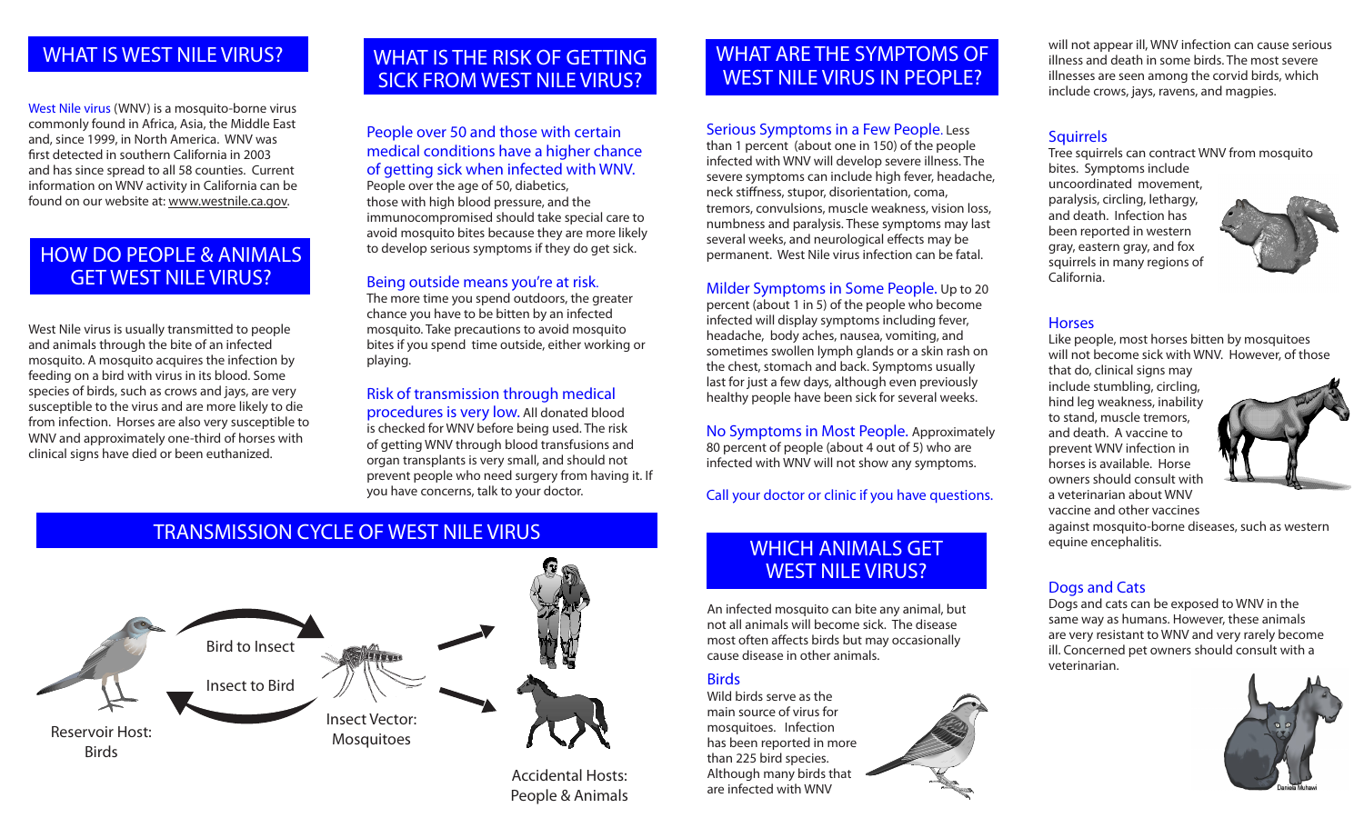## WHAT IS WEST NILE VIRUS?

West Nile virus (WNV) is a mosquito-borne virus commonly found in Africa, Asia, the Middle East and, since 1999, in North America. WNV was first detected in southern California in 2003 and has since spread to all 58 counties. Current information on WNV activity in California can be found on our website at: www.westnile.ca.gov.

## HOW DO PEOPLE & ANIMALS GET WEST NILE VIRUS?

West Nile virus is usually transmitted to people and animals through the bite of an infected mosquito. A mosquito acquires the infection by feeding on a bird with virus in its blood. Some species of birds, such as crows and jays, are very susceptible to the virus and are more likely to die from infection. Horses are also very susceptible to WNV and approximately one-third of horses with clinical signs have died or been euthanized.

## WHAT IS THE RISK OF GETTING SICK FROM WEST NILE VIRUS?

### People over 50 and those with certain medical conditions have a higher chance of getting sick when infected with WNV.

People over the age of 50, diabetics, those with high blood pressure, and the immunocompromised should take special care to avoid mosquito bites because they are more likely to develop serious symptoms if they do get sick.

### Being outside means you're at risk.

The more time you spend outdoors, the greater chance you have to be bitten by an infected mosquito. Take precautions to avoid mosquito bites if you spend time outside, either working or playing.

### Risk of transmission through medical procedures is very low.

All donated blood is checked for WNV before being used. The risk of getting WNV through blood transfusions and organ transplants is very small, and should not prevent people who need surgery from having it. If you have concerns, talk to your doctor.

## TRANSMISSION CYCLE OF WEST NILE VIRUS

Reservoir Host: Birds

Bird to Insect

Insect to Bird

Insect Vector: Mosquitoes

Accidental Hosts: People & Animals

## WHAT ARE THE SYMPTOMS OF WEST NILE VIRUS IN PEOPLE?

**Serious Symptoms in a Few People.** Less than 1 percent (about one in 150) of the people infected with WNV will develop severe illness. The severe symptoms can include high fever, headache, neck stiffness, stupor, disorientation, coma, tremors, convulsions, muscle weakness, vision loss, numbness and paralysis. These symptoms may last several weeks, and neurological effects may be permanent. West Nile virus infection can be fatal.

**Milder Symptoms in Some People.** Up to 20 percent (about 1 in 5) of the people who become infected will display symptoms including fever, headache, body aches, nausea, vomiting, and sometimes swollen lymph glands or a skin rash on the chest, stomach and back. Symptoms usually last for just a few days, although even previously healthy people have been sick for several weeks.

**No Symptoms in Most People.** Approximately 80 percent of people (about 4 out of 5) who are infected with WNV will not show any symptoms.

Call your doctor or clinic if you have questions.

## WHICH ANIMALS GET WEST NILE VIRUS?

An infected mosquito can bite any animal, but not all animals will become sick. The disease most often affects birds but may occasionally cause disease in other animals.

### Birds

Wild birds serve as the main source of virus for mosquitoes. Infection has been reported in more than 225 bird species. Although many birds that are infected with WNV will not appear ill, WNV infection can cause serious illness and death in some birds. The most severe illnesses are seen among the corvid birds, which include crows, jays, ravens, and magpies.

### Squirrels

Tree squirrels can contract WNV from mosquito bites. Symptoms include uncoordinated movement, paralysis, circling, lethargy, and death. Infection has been reported in western gray, eastern gray, and fox squirrels in many regions of California.

### Horses

Like people, most horses bitten by mosquitoes will not become sick with WNV. However, of those that do, clinical signs may include stumbling, circling, hind leg weakness, inability to stand, muscle tremors, and death. A vaccine to prevent WNV infection in horses is available. Horse owners should consult with a veterinarian about WNV vaccine and other vaccines against mosquito-borne diseases, such as western equine encephalitis.

### Dogs and Cats

Dogs and cats can be exposed to WNV in the same way as humans. However, these animals are very resistant to WNV and very rarely become ill. Concerned pet owners should consult with a veterinarian.